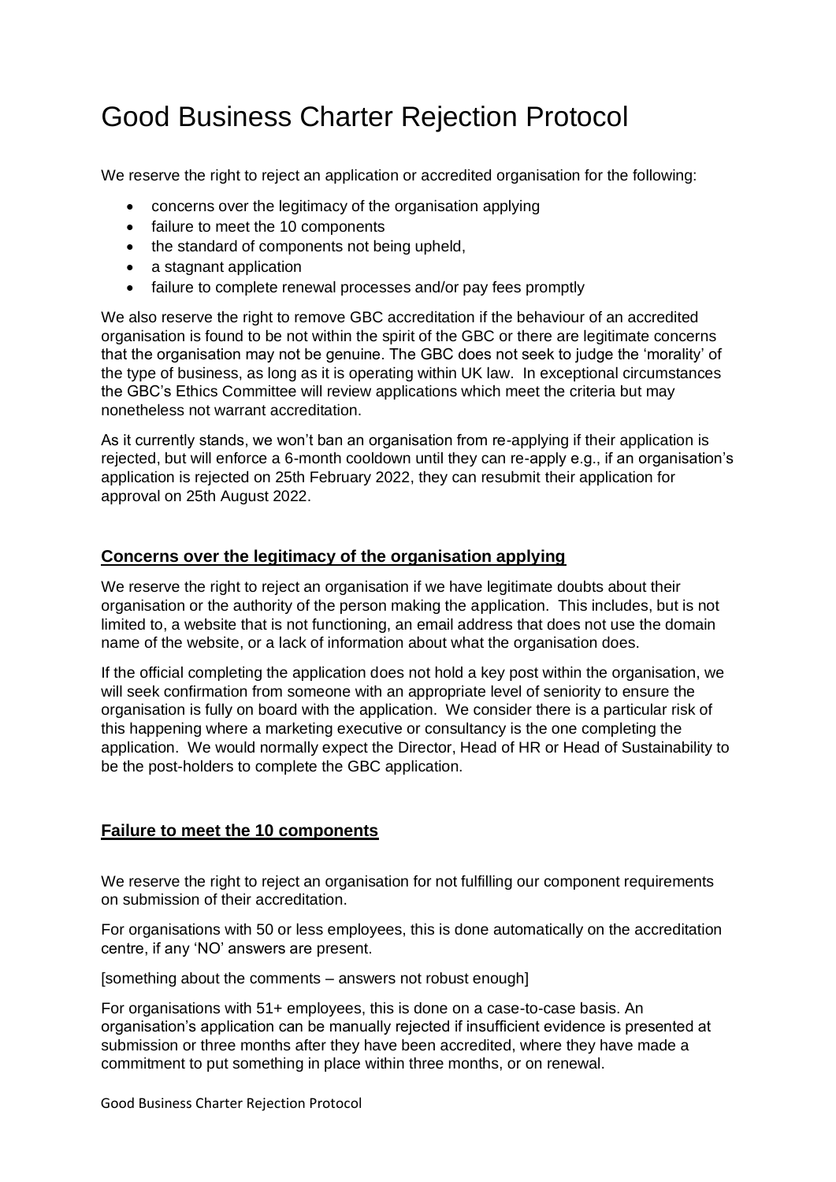# Good Business Charter Rejection Protocol

We reserve the right to reject an application or accredited organisation for the following:

- concerns over the legitimacy of the organisation applying
- failure to meet the 10 components
- the standard of components not being upheld,
- a stagnant application
- failure to complete renewal processes and/or pay fees promptly

We also reserve the right to remove GBC accreditation if the behaviour of an accredited organisation is found to be not within the spirit of the GBC or there are legitimate concerns that the organisation may not be genuine. The GBC does not seek to judge the 'morality' of the type of business, as long as it is operating within UK law. In exceptional circumstances the GBC's Ethics Committee will review applications which meet the criteria but may nonetheless not warrant accreditation.

As it currently stands, we won't ban an organisation from re-applying if their application is rejected, but will enforce a 6-month cooldown until they can re-apply e.g., if an organisation's application is rejected on 25th February 2022, they can resubmit their application for approval on 25th August 2022.

## Concerns over the legitimacy of the organisation applying

We reserve the right to reject an organisation if we have legitimate doubts about their organisation or the authority of the person making the application. This includes, but is not limited to, a website that is not functioning, an email address that does not use the domain name of the website, or a lack of information about what the organisation does.

If the official completing the application does not hold a key post within the organisation, we will seek confirmation from someone with an appropriate level of seniority to ensure the organisation is fully on board with the application. We consider there is a particular risk of this happening where a marketing executive or consultancy is the one completing the application. We would normally expect the Director, Head of HR or Head of Sustainability to be the post-holders to complete the GBC application.

## Failure to meet the 10 components

We reserve the right to reject an organisation for not fulfilling our component requirements on submission of their accreditation.

For organisations with 50 or less employees, this is done automatically on the accreditation centre, if any 'NO' answers are present.

[something about the comments – answers not robust enough]

For organisations with 51+ employees, this is done on a case-to-case basis. An organisation's application can be manually rejected if insufficient evidence is presented at submission or three months after they have been accredited, where they have made a commitment to put something in place within three months, or on renewal.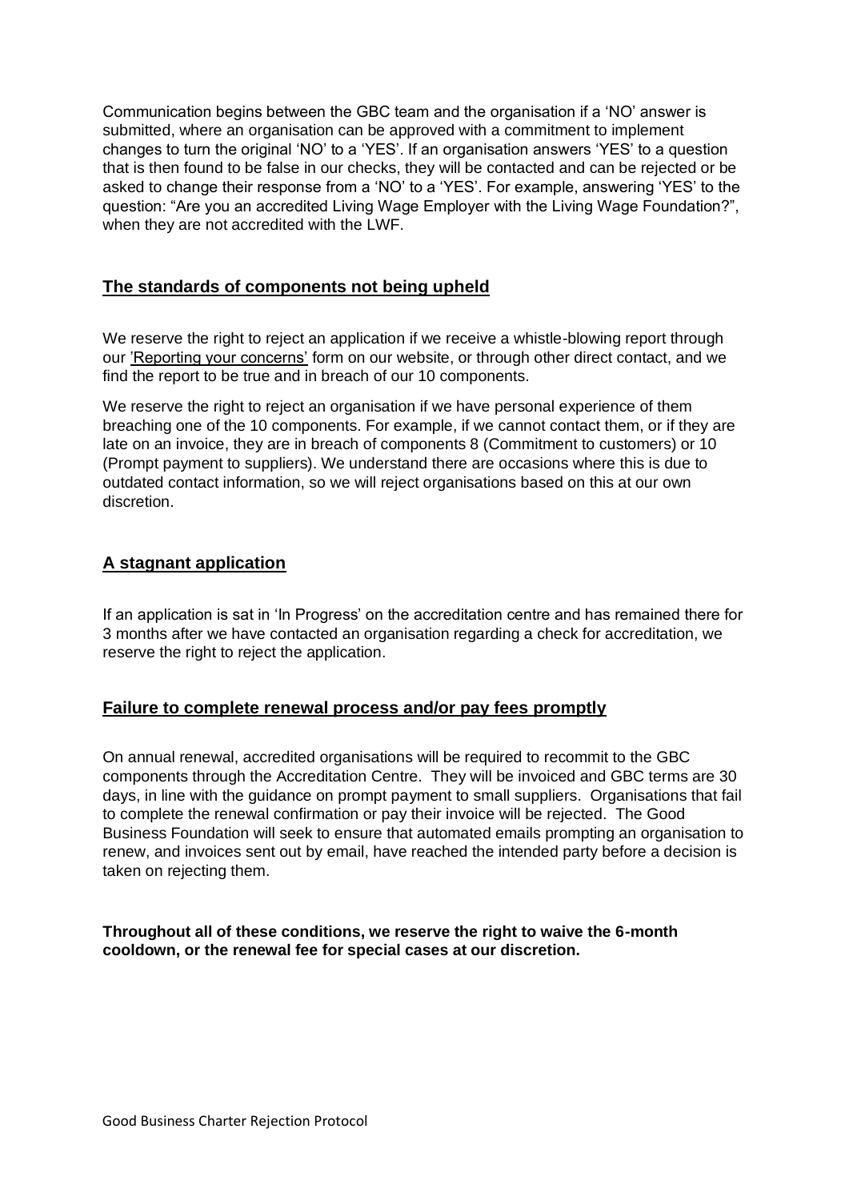Communication begins between the GBC team and the organisation if a 'NO' answer is submitted, where an organisation can be approved with a commitment to implement changes to turn the original 'NO' to a 'YES'. If an organisation answers 'YES' to a question that is then found to be false in our checks, they will be contacted and can be rejected or be asked to change their response from a 'NO' to a 'YES'. For example, answering 'YES' to the question: "Are you an accredited Living Wage Employer with the Living Wage Foundation?", when they are not accredited with the LWF.

## The standards of components not being upheld

We reserve the right to reject an application if we receive a whistle-blowing report through our 'Reporting your concerns' form on our website, or through other direct contact, and we find the report to be true and in breach of our 10 components.

We reserve the right to reject an organisation if we have personal experience of them breaching one of the 10 components. For example, if we cannot contact them, or if they are late on an invoice, they are in breach of components 8 (Commitment to customers) or 10 (Prompt payment to suppliers). We understand there are occasions where this is due to outdated contact information, so we will reject organisations based on this at our own discretion.

## A stagnant application

If an application is sat in 'In Progress' on the accreditation centre and has remained there for 3 months after we have contacted an organisation regarding a check for accreditation, we reserve the right to reject the application.

## Failure to complete renewal process and/or pay fees promptly

On annual renewal, accredited organisations will be required to recommit to the GBC components through the Accreditation Centre. They will be invoiced and GBC terms are 30 days, in line with the guidance on prompt payment to small suppliers. Organisations that fail to complete the renewal confirmation or pay their invoice will be rejected. The Good Business Foundation will seek to ensure that automated emails prompting an organisation to renew, and invoices sent out by email, have reached the intended party before a decision is taken on rejecting them.

**Throughout all of these conditions, we reserve the right to waive the 6-month cooldown, or the renewal fee for special cases at our discretion.**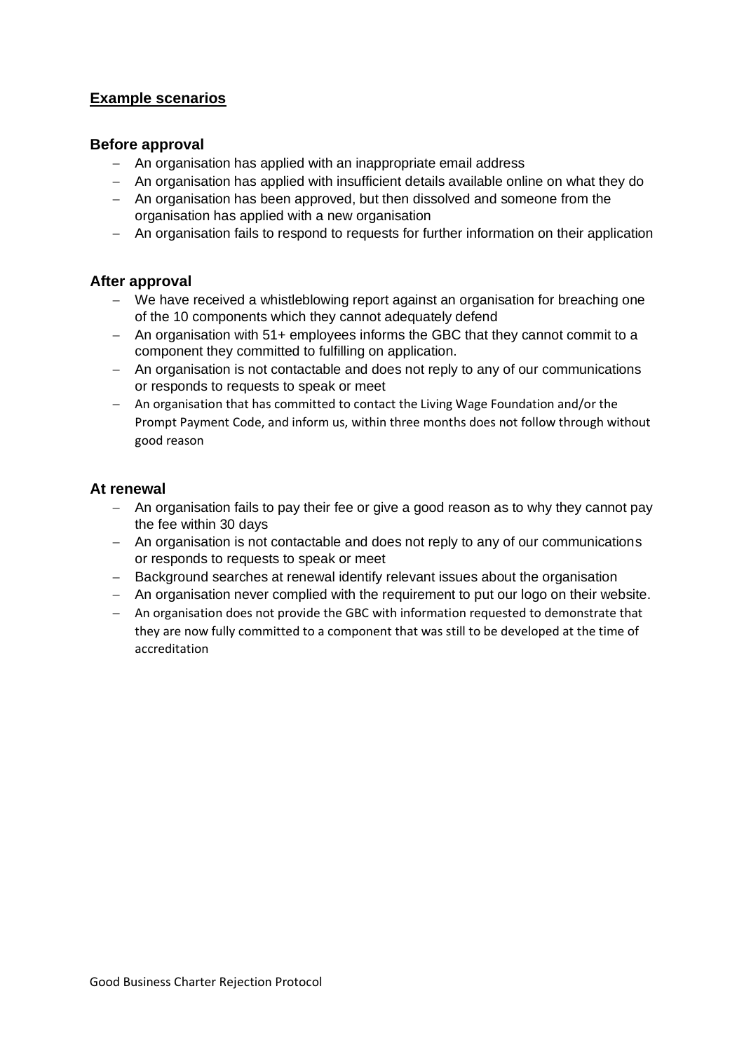## Example scenarios

### Before approval

- An organisation has applied with an inappropriate email address
- An organisation has applied with insufficient details available online on what they do
- An organisation has been approved, but then dissolved and someone from the organisation has applied with a new organisation
- An organisation fails to respond to requests for further information on their application

### After approval

- We have received a whistleblowing report against an organisation for breaching one of the 10 components which they cannot adequately defend
- An organisation with 51+ employees informs the GBC that they cannot commit to a component they committed to fulfilling on application.
- An organisation is not contactable and does not reply to any of our communications or responds to requests to speak or meet
- An organisation that has committed to contact the Living Wage Foundation and/or the Prompt Payment Code, and inform us, within three months does not follow through without good reason

### At renewal

- An organisation fails to pay their fee or give a good reason as to why they cannot pay the fee within 30 days
- An organisation is not contactable and does not reply to any of our communications or responds to requests to speak or meet
- Background searches at renewal identify relevant issues about the organisation
- An organisation never complied with the requirement to put our logo on their website.
- An organisation does not provide the GBC with information requested to demonstrate that they are now fully committed to a component that was still to be developed at the time of accreditation